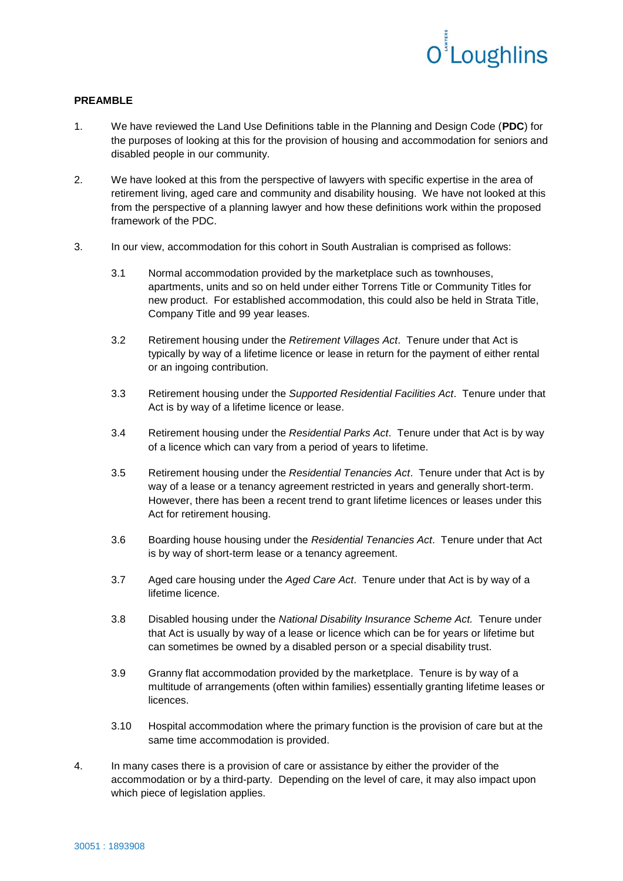**PREAMBLE**

1. We have reviewed the Land Use Definitions table in the Planning and Design Code (**PDC**) for the purposes of looking at this for the provision of housing and accommodation for seniors and disabled people in our community.

2. We have looked at this from the perspective of lawyers with specific expertise in the area of retirement living, aged care and community and disability housing. We have not looked at this from the perspective of a planning lawyer and how these definitions work within the proposed framework of the PDC.

3. In our view, accommodation for this cohort in South Australian is comprised as follows:

   3.1 Normal accommodation provided by the marketplace such as townhouses, apartments, units and so on held under either Torrens Title or Community Titles for new product. For established accommodation, this could also be held in Strata Title, Company Title and 99 year leases.

   3.2 Retirement housing under the *Retirement Villages Act*. Tenure under that Act is typically by way of a lifetime licence or lease in return for the payment of either rental or an ingoing contribution.

   3.3 Retirement housing under the *Supported Residential Facilities Act*. Tenure under that Act is by way of a lifetime licence or lease.

   3.4 Retirement housing under the *Residential Parks Act*. Tenure under that Act is by way of a licence which can vary from a period of years to lifetime.

   3.5 Retirement housing under the *Residential Tenancies Act*. Tenure under that Act is by way of a lease or a tenancy agreement restricted in years and generally short-term. However, there has been a recent trend to grant lifetime licences or leases under this Act for retirement housing.

   3.6 Boarding house housing under the *Residential Tenancies Act*. Tenure under that Act is by way of short-term lease or a tenancy agreement.

   3.7 Aged care housing under the *Aged Care Act*. Tenure under that Act is by way of a lifetime licence.

   3.8 Disabled housing under the *National Disability Insurance Scheme Act.* Tenure under that Act is usually by way of a lease or licence which can be for years or lifetime but can sometimes be owned by a disabled person or a special disability trust.

   3.9 Granny flat accommodation provided by the marketplace. Tenure is by way of a multitude of arrangements (often within families) essentially granting lifetime leases or licences.

   3.10 Hospital accommodation where the primary function is the provision of care but at the same time accommodation is provided.

4. In many cases there is a provision of care or assistance by either the provider of the accommodation or by a third-party. Depending on the level of care, it may also impact upon which piece of legislation applies.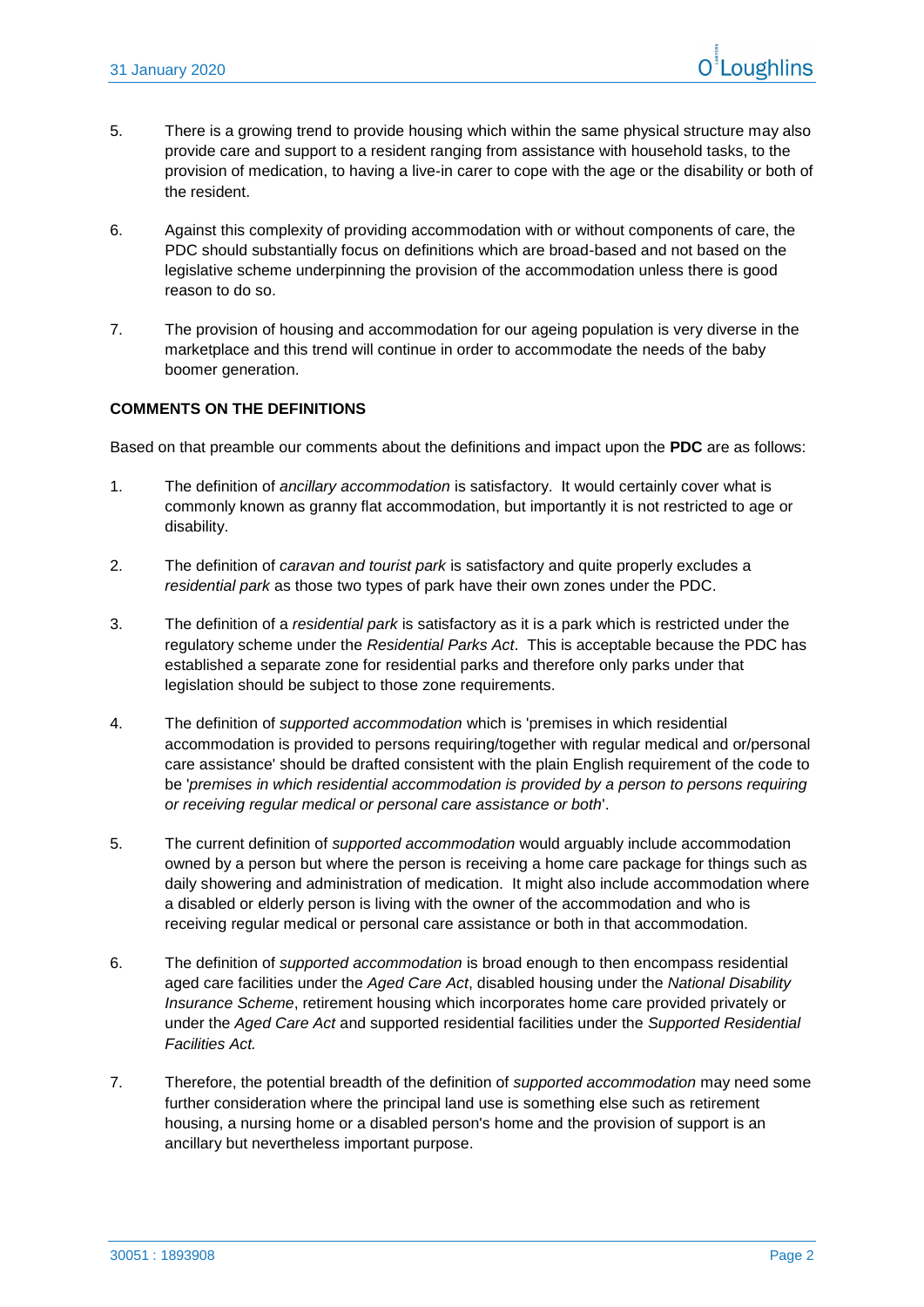5. There is a growing trend to provide housing which within the same physical structure may also provide care and support to a resident ranging from assistance with household tasks, to the provision of medication, to having a live-in carer to cope with the age or the disability or both of the resident.

6. Against this complexity of providing accommodation with or without components of care, the PDC should substantially focus on definitions which are broad-based and not based on the legislative scheme underpinning the provision of the accommodation unless there is good reason to do so.

7. The provision of housing and accommodation for our ageing population is very diverse in the marketplace and this trend will continue in order to accommodate the needs of the baby boomer generation.

**COMMENTS ON THE DEFINITIONS**

Based on that preamble our comments about the definitions and impact upon the **PDC** are as follows:

1. The definition of *ancillary accommodation* is satisfactory. It would certainly cover what is commonly known as granny flat accommodation, but importantly it is not restricted to age or disability.

2. The definition of *caravan and tourist park* is satisfactory and quite properly excludes a *residential park* as those two types of park have their own zones under the PDC.

3. The definition of a *residential park* is satisfactory as it is a park which is restricted under the regulatory scheme under the *Residential Parks Act*. This is acceptable because the PDC has established a separate zone for residential parks and therefore only parks under that legislation should be subject to those zone requirements.

4. The definition of *supported accommodation* which is 'premises in which residential accommodation is provided to persons requiring/together with regular medical and or/personal care assistance' should be drafted consistent with the plain English requirement of the code to be '*premises in which residential accommodation is provided by a person to persons requiring or receiving regular medical or personal care assistance or both*'.

5. The current definition of *supported accommodation* would arguably include accommodation owned by a person but where the person is receiving a home care package for things such as daily showering and administration of medication. It might also include accommodation where a disabled or elderly person is living with the owner of the accommodation and who is receiving regular medical or personal care assistance or both in that accommodation.

6. The definition of *supported accommodation* is broad enough to then encompass residential aged care facilities under the *Aged Care Act*, disabled housing under the *National Disability Insurance Scheme*, retirement housing which incorporates home care provided privately or under the *Aged Care Act* and supported residential facilities under the *Supported Residential Facilities Act.*

7. Therefore, the potential breadth of the definition of *supported accommodation* may need some further consideration where the principal land use is something else such as retirement housing, a nursing home or a disabled person's home and the provision of support is an ancillary but nevertheless important purpose.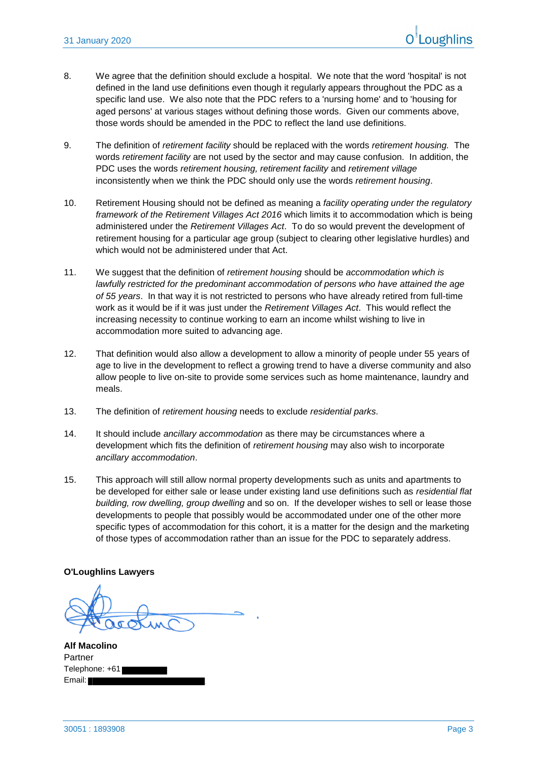8. We agree that the definition should exclude a hospital. We note that the word 'hospital' is not defined in the land use definitions even though it regularly appears throughout the PDC as a specific land use. We also note that the PDC refers to a 'nursing home' and to 'housing for aged persons' at various stages without defining those words. Given our comments above, those words should be amended in the PDC to reflect the land use definitions.

9. The definition of *retirement facility* should be replaced with the words *retirement housing.* The words *retirement facility* are not used by the sector and may cause confusion. In addition, the PDC uses the words *retirement housing, retirement facility* and *retirement village* inconsistently when we think the PDC should only use the words *retirement housing*.

10. Retirement Housing should not be defined as meaning a *facility operating under the regulatory framework of the Retirement Villages Act 2016* which limits it to accommodation which is being administered under the *Retirement Villages Act*. To do so would prevent the development of retirement housing for a particular age group (subject to clearing other legislative hurdles) and which would not be administered under that Act.

11. We suggest that the definition of *retirement housing* should be *accommodation which is lawfully restricted for the predominant accommodation of persons who have attained the age of 55 years*. In that way it is not restricted to persons who have already retired from full-time work as it would be if it was just under the *Retirement Villages Act*. This would reflect the increasing necessity to continue working to earn an income whilst wishing to live in accommodation more suited to advancing age.

12. That definition would also allow a development to allow a minority of people under 55 years of age to live in the development to reflect a growing trend to have a diverse community and also allow people to live on-site to provide some services such as home maintenance, laundry and meals.

13. The definition of *retirement housing* needs to exclude *residential parks*.

14. It should include *ancillary accommodation* as there may be circumstances where a development which fits the definition of *retirement housing* may also wish to incorporate *ancillary accommodation*.

15. This approach will still allow normal property developments such as units and apartments to be developed for either sale or lease under existing land use definitions such as *residential flat building, row dwelling, group dwelling* and so on. If the developer wishes to sell or lease those developments to people that possibly would be accommodated under one of the other more specific types of accommodation for this cohort, it is a matter for the design and the marketing of those types of accommodation rather than an issue for the PDC to separately address.

**O'Loughlins Lawyers**

**Alf Macolino**
Partner
Telephone: +61
Email: